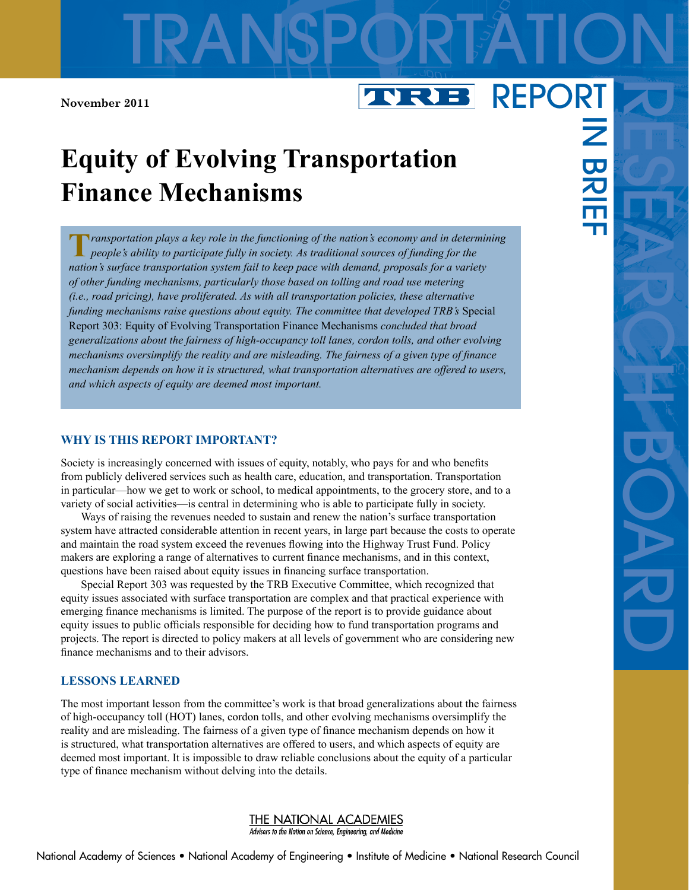November 2011

TRB REPORT IN BRIEF

# Equity of Evolving Transportation Finance Mechanisms

*Transportation plays a key role in the functioning of the nation's economy and in determining people's ability to participate fully in society. As traditional sources of funding for the nation's surface transportation system fail to keep pace with demand, proposals for a variety of other funding mechanisms, particularly those based on tolling and road use metering (i.e., road pricing), have proliferated. As with all transportation policies, these alternative funding mechanisms raise questions about equity. The committee that developed TRB's* Special Report 303: Equity of Evolving Transportation Finance Mechanisms *concluded that broad generalizations about the fairness of high-occupancy toll lanes, cordon tolls, and other evolving mechanisms oversimplify the reality and are misleading. The fairness of a given type of finance mechanism depends on how it is structured, what transportation alternatives are offered to users, and which aspects of equity are deemed most important.*

## WHY IS THIS REPORT IMPORTANT?

Society is increasingly concerned with issues of equity, notably, who pays for and who benefits from publicly delivered services such as health care, education, and transportation. Transportation in particular—how we get to work or school, to medical appointments, to the grocery store, and to a variety of social activities—is central in determining who is able to participate fully in society.

Ways of raising the revenues needed to sustain and renew the nation's surface transportation system have attracted considerable attention in recent years, in large part because the costs to operate and maintain the road system exceed the revenues flowing into the Highway Trust Fund. Policy makers are exploring a range of alternatives to current finance mechanisms, and in this context, questions have been raised about equity issues in financing surface transportation.

Special Report 303 was requested by the TRB Executive Committee, which recognized that equity issues associated with surface transportation are complex and that practical experience with emerging finance mechanisms is limited. The purpose of the report is to provide guidance about equity issues to public officials responsible for deciding how to fund transportation programs and projects. The report is directed to policy makers at all levels of government who are considering new finance mechanisms and to their advisors.

## LESSONS LEARNED

The most important lesson from the committee's work is that broad generalizations about the fairness of high-occupancy toll (HOT) lanes, cordon tolls, and other evolving mechanisms oversimplify the reality and are misleading. The fairness of a given type of finance mechanism depends on how it is structured, what transportation alternatives are offered to users, and which aspects of equity are deemed most important. It is impossible to draw reliable conclusions about the equity of a particular type of finance mechanism without delving into the details.

THE NATIONAL ACADEMIES
*Advisers to the Nation on Science, Engineering, and Medicine*

National Academy of Sciences • National Academy of Engineering • Institute of Medicine • National Research Council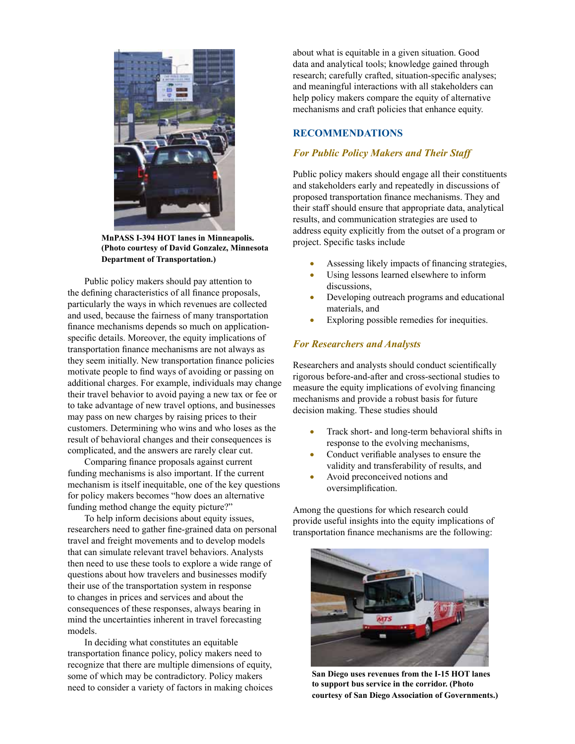**MnPASS I-394 HOT lanes in Minneapolis. (Photo courtesy of David Gonzalez, Minnesota Department of Transportation.)**

Public policy makers should pay attention to the defining characteristics of all finance proposals, particularly the ways in which revenues are collected and used, because the fairness of many transportation finance mechanisms depends so much on application-specific details. Moreover, the equity implications of transportation finance mechanisms are not always as they seem initially. New transportation finance policies motivate people to find ways of avoiding or passing on additional charges. For example, individuals may change their travel behavior to avoid paying a new tax or fee or to take advantage of new travel options, and businesses may pass on new charges by raising prices to their customers. Determining who wins and who loses as the result of behavioral changes and their consequences is complicated, and the answers are rarely clear cut.

Comparing finance proposals against current funding mechanisms is also important. If the current mechanism is itself inequitable, one of the key questions for policy makers becomes "how does an alternative funding method change the equity picture?"

To help inform decisions about equity issues, researchers need to gather fine-grained data on personal travel and freight movements and to develop models that can simulate relevant travel behaviors. Analysts then need to use these tools to explore a wide range of questions about how travelers and businesses modify their use of the transportation system in response to changes in prices and services and about the consequences of these responses, always bearing in mind the uncertainties inherent in travel forecasting models.

In deciding what constitutes an equitable transportation finance policy, policy makers need to recognize that there are multiple dimensions of equity, some of which may be contradictory. Policy makers need to consider a variety of factors in making choices about what is equitable in a given situation. Good data and analytical tools; knowledge gained through research; carefully crafted, situation-specific analyses; and meaningful interactions with all stakeholders can help policy makers compare the equity of alternative mechanisms and craft policies that enhance equity.

## RECOMMENDATIONS

### *For Public Policy Makers and Their Staff*

Public policy makers should engage all their constituents and stakeholders early and repeatedly in discussions of proposed transportation finance mechanisms. They and their staff should ensure that appropriate data, analytical results, and communication strategies are used to address equity explicitly from the outset of a program or project. Specific tasks include

- Assessing likely impacts of financing strategies,
- Using lessons learned elsewhere to inform discussions,
- Developing outreach programs and educational materials, and
- Exploring possible remedies for inequities.

### *For Researchers and Analysts*

Researchers and analysts should conduct scientifically rigorous before-and-after and cross-sectional studies to measure the equity implications of evolving financing mechanisms and provide a robust basis for future decision making. These studies should

- Track short- and long-term behavioral shifts in response to the evolving mechanisms,
- Conduct verifiable analyses to ensure the validity and transferability of results, and
- Avoid preconceived notions and oversimplification.

Among the questions for which research could provide useful insights into the equity implications of transportation finance mechanisms are the following:

**San Diego uses revenues from the I-15 HOT lanes to support bus service in the corridor. (Photo courtesy of San Diego Association of Governments.)**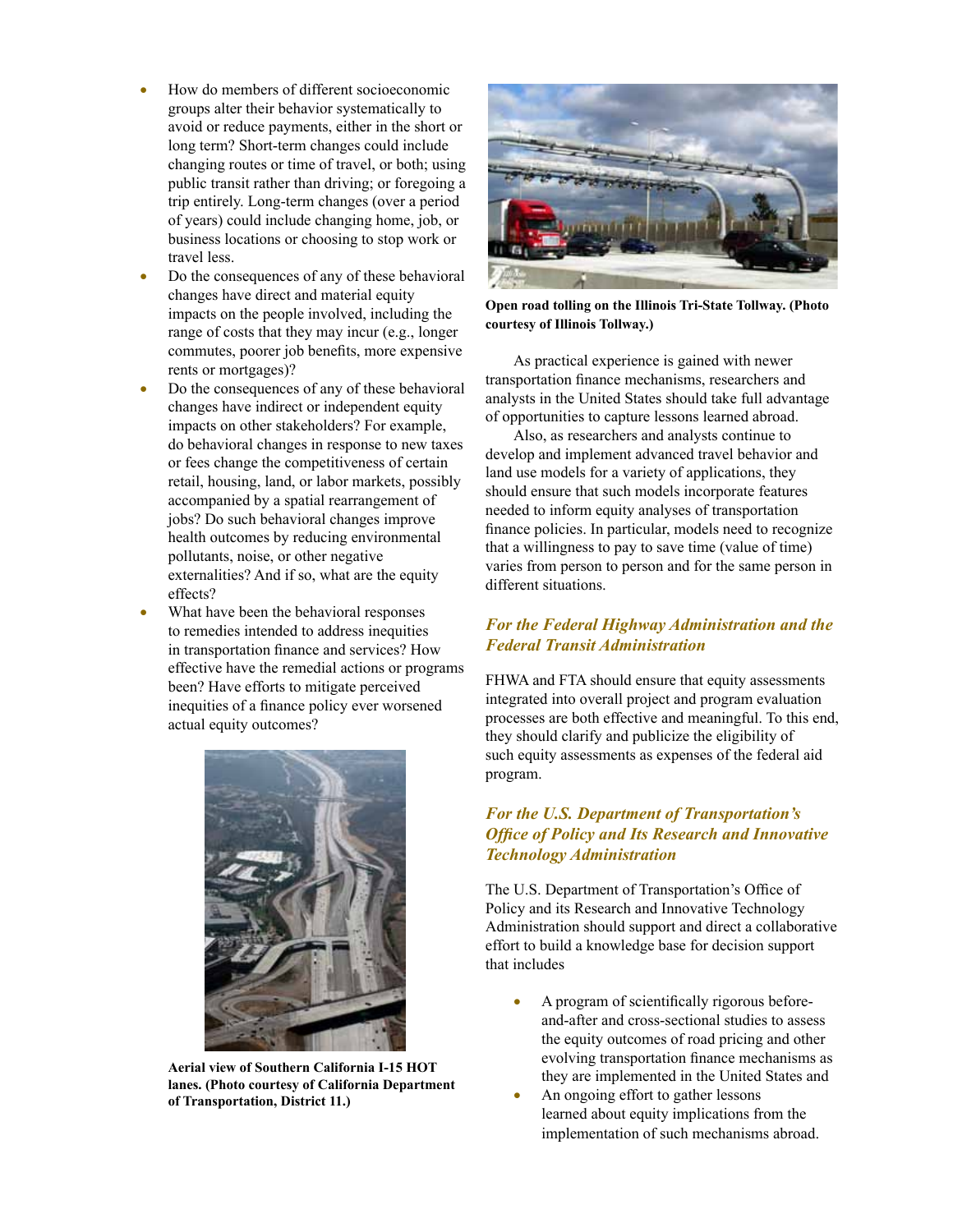- How do members of different socioeconomic groups alter their behavior systematically to avoid or reduce payments, either in the short or long term? Short-term changes could include changing routes or time of travel, or both; using public transit rather than driving; or foregoing a trip entirely. Long-term changes (over a period of years) could include changing home, job, or business locations or choosing to stop work or travel less.
- Do the consequences of any of these behavioral changes have direct and material equity impacts on the people involved, including the range of costs that they may incur (e.g., longer commutes, poorer job benefits, more expensive rents or mortgages)?
- Do the consequences of any of these behavioral changes have indirect or independent equity impacts on other stakeholders? For example, do behavioral changes in response to new taxes or fees change the competitiveness of certain retail, housing, land, or labor markets, possibly accompanied by a spatial rearrangement of jobs? Do such behavioral changes improve health outcomes by reducing environmental pollutants, noise, or other negative externalities? And if so, what are the equity effects?
- What have been the behavioral responses to remedies intended to address inequities in transportation finance and services? How effective have the remedial actions or programs been? Have efforts to mitigate perceived inequities of a finance policy ever worsened actual equity outcomes?

**Aerial view of Southern California I-15 HOT lanes. (Photo courtesy of California Department of Transportation, District 11.)**

**Open road tolling on the Illinois Tri-State Tollway. (Photo courtesy of Illinois Tollway.)**

As practical experience is gained with newer transportation finance mechanisms, researchers and analysts in the United States should take full advantage of opportunities to capture lessons learned abroad.

Also, as researchers and analysts continue to develop and implement advanced travel behavior and land use models for a variety of applications, they should ensure that such models incorporate features needed to inform equity analyses of transportation finance policies. In particular, models need to recognize that a willingness to pay to save time (value of time) varies from person to person and for the same person in different situations.

### *For the Federal Highway Administration and the Federal Transit Administration*

FHWA and FTA should ensure that equity assessments integrated into overall project and program evaluation processes are both effective and meaningful. To this end, they should clarify and publicize the eligibility of such equity assessments as expenses of the federal aid program.

### *For the U.S. Department of Transportation's Office of Policy and Its Research and Innovative Technology Administration*

The U.S. Department of Transportation's Office of Policy and its Research and Innovative Technology Administration should support and direct a collaborative effort to build a knowledge base for decision support that includes

- A program of scientifically rigorous before-and-after and cross-sectional studies to assess the equity outcomes of road pricing and other evolving transportation finance mechanisms as they are implemented in the United States and
- An ongoing effort to gather lessons learned about equity implications from the implementation of such mechanisms abroad.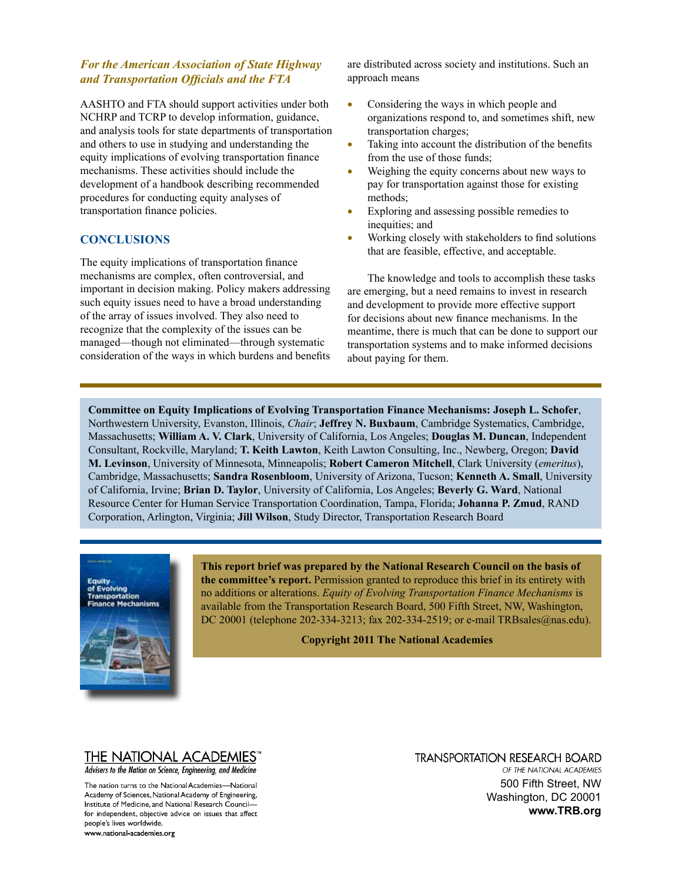### *For the American Association of State Highway and Transportation Officials and the FTA*

AASHTO and FTA should support activities under both NCHRP and TCRP to develop information, guidance, and analysis tools for state departments of transportation and others to use in studying and understanding the equity implications of evolving transportation finance mechanisms. These activities should include the development of a handbook describing recommended procedures for conducting equity analyses of transportation finance policies.

## CONCLUSIONS

The equity implications of transportation finance mechanisms are complex, often controversial, and important in decision making. Policy makers addressing such equity issues need to have a broad understanding of the array of issues involved. They also need to recognize that the complexity of the issues can be managed—though not eliminated—through systematic consideration of the ways in which burdens and benefits are distributed across society and institutions. Such an approach means

- Considering the ways in which people and organizations respond to, and sometimes shift, new transportation charges;
- Taking into account the distribution of the benefits from the use of those funds;
- Weighing the equity concerns about new ways to pay for transportation against those for existing methods;
- Exploring and assessing possible remedies to inequities; and
- Working closely with stakeholders to find solutions that are feasible, effective, and acceptable.

The knowledge and tools to accomplish these tasks are emerging, but a need remains to invest in research and development to provide more effective support for decisions about new finance mechanisms. In the meantime, there is much that can be done to support our transportation systems and to make informed decisions about paying for them.

**Committee on Equity Implications of Evolving Transportation Finance Mechanisms: Joseph L. Schofer**, Northwestern University, Evanston, Illinois, *Chair*; **Jeffrey N. Buxbaum**, Cambridge Systematics, Cambridge, Massachusetts; **William A. V. Clark**, University of California, Los Angeles; **Douglas M. Duncan**, Independent Consultant, Rockville, Maryland; **T. Keith Lawton**, Keith Lawton Consulting, Inc., Newberg, Oregon; **David M. Levinson**, University of Minnesota, Minneapolis; **Robert Cameron Mitchell**, Clark University (*emeritus*), Cambridge, Massachusetts; **Sandra Rosenbloom**, University of Arizona, Tucson; **Kenneth A. Small**, University of California, Irvine; **Brian D. Taylor**, University of California, Los Angeles; **Beverly G. Ward**, National Resource Center for Human Service Transportation Coordination, Tampa, Florida; **Johanna P. Zmud**, RAND Corporation, Arlington, Virginia; **Jill Wilson**, Study Director, Transportation Research Board

**This report brief was prepared by the National Research Council on the basis of the committee's report.** Permission granted to reproduce this brief in its entirety with no additions or alterations. *Equity of Evolving Transportation Finance Mechanisms* is available from the Transportation Research Board, 500 Fifth Street, NW, Washington, DC 20001 (telephone 202-334-3213; fax 202-334-2519; or e-mail TRBsales@nas.edu).

**Copyright 2011 The National Academies**

THE NATIONAL ACADEMIES™
*Advisers to the Nation on Science, Engineering, and Medicine*

The nation turns to the National Academies—National Academy of Sciences, National Academy of Engineering, Institute of Medicine, and National Research Council—for independent, objective advice on issues that affect people's lives worldwide.
www.national-academies.org

TRANSPORTATION RESEARCH BOARD
*OF THE NATIONAL ACADEMIES*
500 Fifth Street, NW
Washington, DC 20001
**www.TRB.org**